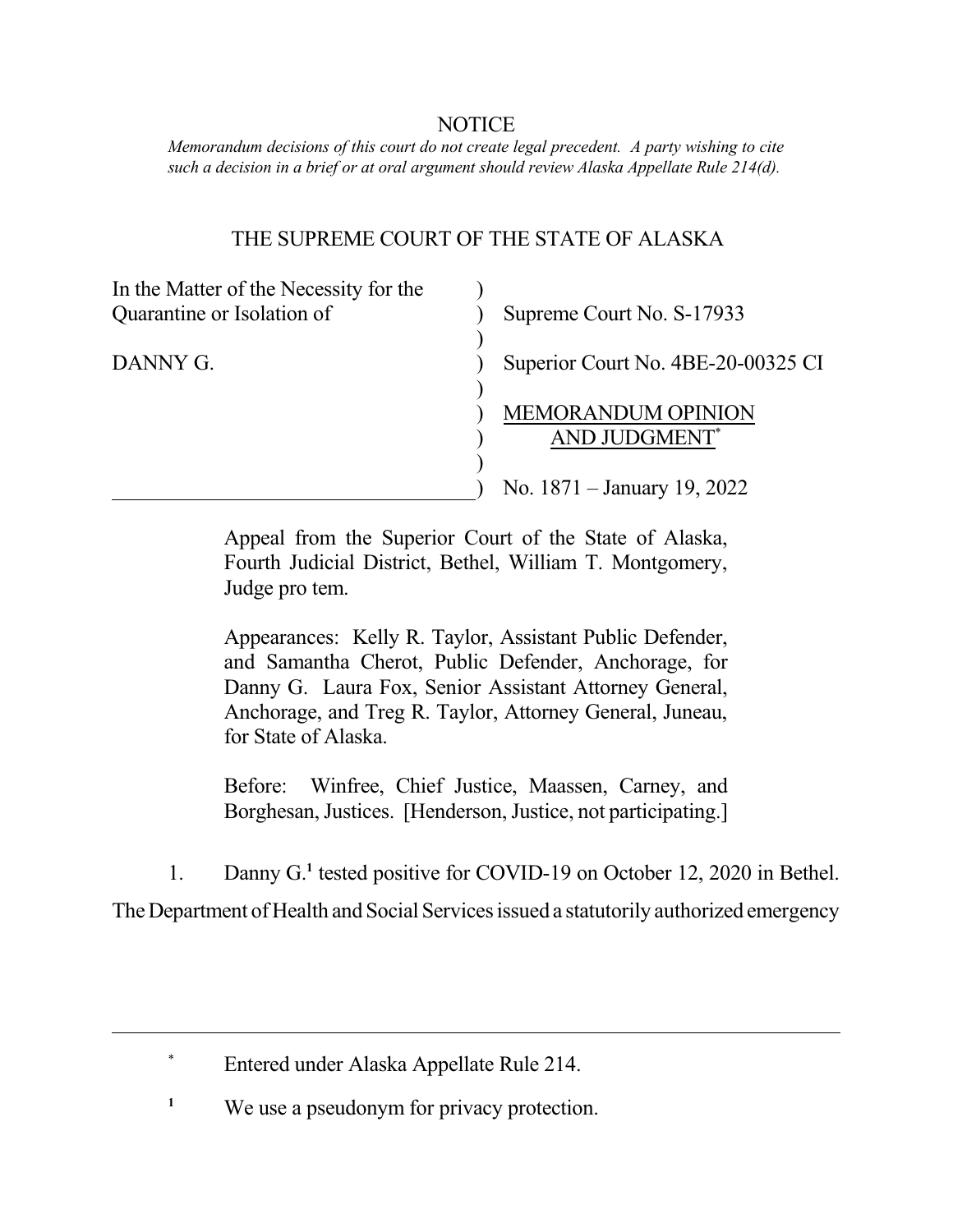NOTICE

*Memorandum decisions of this court do not create legal precedent. A party wishing to cite such a decision in a brief or at oral argument should review Alaska Appellate Rule 214(d).*

THE SUPREME COURT OF THE STATE OF ALASKA

| | |
|---|---|
| In the Matter of the Necessity for the Quarantine or Isolation of | Supreme Court No. S-17933 |
| DANNY G. | Superior Court No. 4BE-20-00325 CI |
| | MEMORANDUM OPINION AND JUDGMENT[*] |
| | No. 1871 – January 19, 2022 |

Appeal from the Superior Court of the State of Alaska, Fourth Judicial District, Bethel, William T. Montgomery, Judge pro tem.

Appearances: Kelly R. Taylor, Assistant Public Defender, and Samantha Cherot, Public Defender, Anchorage, for Danny G. Laura Fox, Senior Assistant Attorney General, Anchorage, and Treg R. Taylor, Attorney General, Juneau, for State of Alaska.

Before: Winfree, Chief Justice, Maassen, Carney, and Borghesan, Justices. [Henderson, Justice, not participating.]

1. Danny G.[1] tested positive for COVID-19 on October 12, 2020 in Bethel. The Department of Health and Social Services issued a statutorily authorized emergency

---

[*] Entered under Alaska Appellate Rule 214.

[1] We use a pseudonym for privacy protection.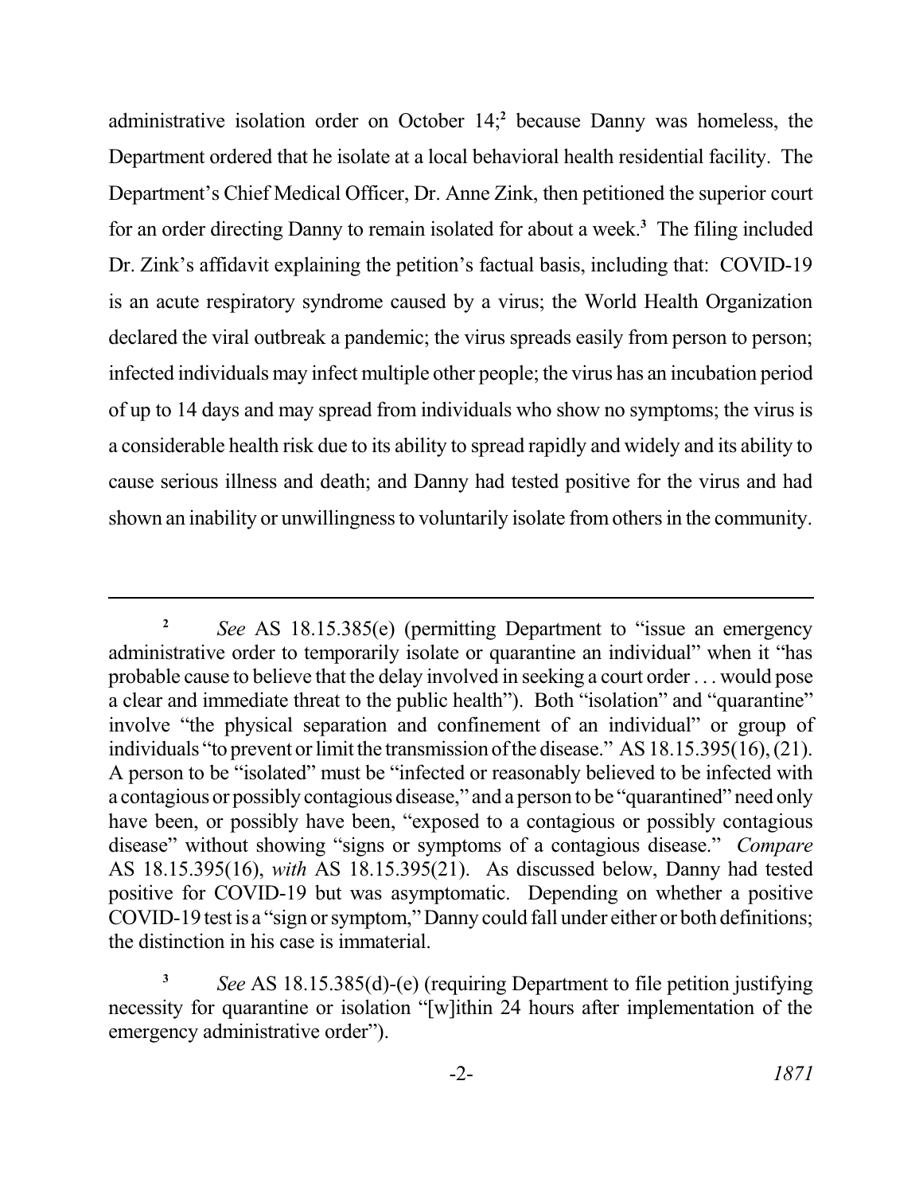administrative isolation order on October 14;[2] because Danny was homeless, the Department ordered that he isolate at a local behavioral health residential facility. The Department's Chief Medical Officer, Dr. Anne Zink, then petitioned the superior court for an order directing Danny to remain isolated for about a week.[3] The filing included Dr. Zink's affidavit explaining the petition's factual basis, including that: COVID-19 is an acute respiratory syndrome caused by a virus; the World Health Organization declared the viral outbreak a pandemic; the virus spreads easily from person to person; infected individuals may infect multiple other people; the virus has an incubation period of up to 14 days and may spread from individuals who show no symptoms; the virus is a considerable health risk due to its ability to spread rapidly and widely and its ability to cause serious illness and death; and Danny had tested positive for the virus and had shown an inability or unwillingness to voluntarily isolate from others in the community.

---

[2] *See* AS 18.15.385(e) (permitting Department to "issue an emergency administrative order to temporarily isolate or quarantine an individual" when it "has probable cause to believe that the delay involved in seeking a court order . . . would pose a clear and immediate threat to the public health"). Both "isolation" and "quarantine" involve "the physical separation and confinement of an individual" or group of individuals "to prevent or limit the transmission of the disease." AS 18.15.395(16), (21). A person to be "isolated" must be "infected or reasonably believed to be infected with a contagious or possibly contagious disease," and a person to be "quarantined" need only have been, or possibly have been, "exposed to a contagious or possibly contagious disease" without showing "signs or symptoms of a contagious disease." *Compare* AS 18.15.395(16), *with* AS 18.15.395(21). As discussed below, Danny had tested positive for COVID-19 but was asymptomatic. Depending on whether a positive COVID-19 test is a "sign or symptom," Danny could fall under either or both definitions; the distinction in his case is immaterial.

[3] *See* AS 18.15.385(d)-(e) (requiring Department to file petition justifying necessity for quarantine or isolation "[w]ithin 24 hours after implementation of the emergency administrative order").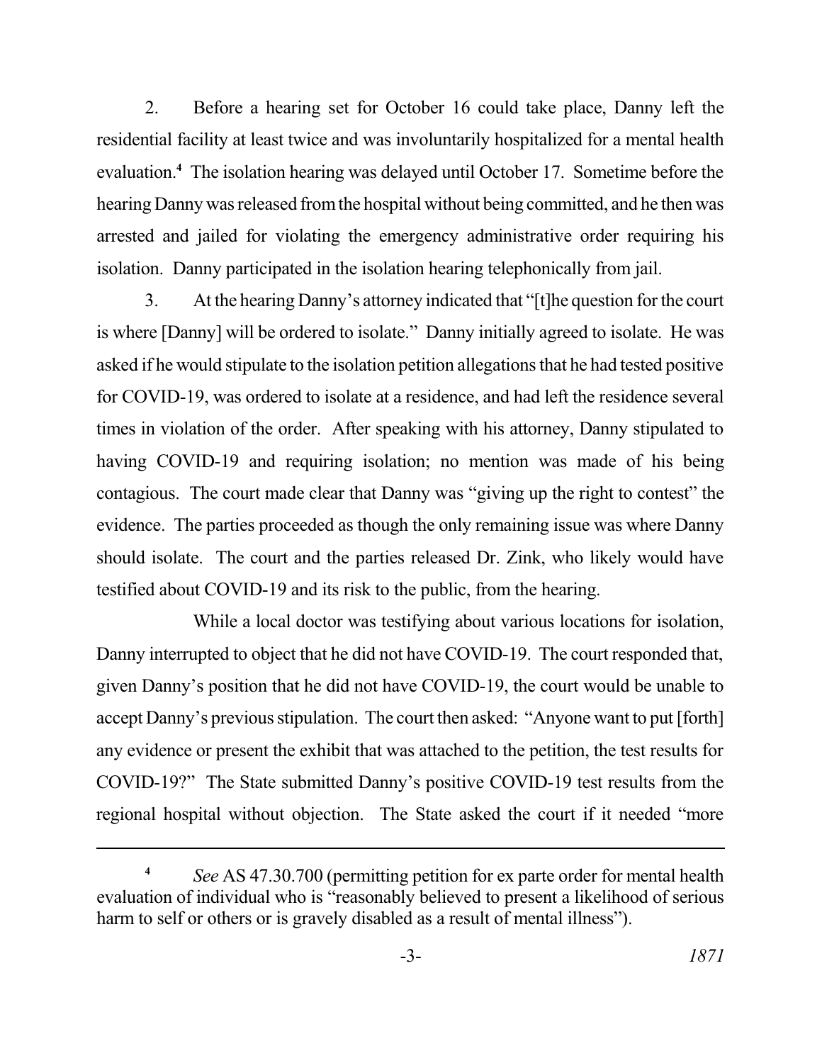2. Before a hearing set for October 16 could take place, Danny left the residential facility at least twice and was involuntarily hospitalized for a mental health evaluation.[4] The isolation hearing was delayed until October 17. Sometime before the hearing Danny was released from the hospital without being committed, and he then was arrested and jailed for violating the emergency administrative order requiring his isolation. Danny participated in the isolation hearing telephonically from jail.

3. At the hearing Danny's attorney indicated that "[t]he question for the court is where [Danny] will be ordered to isolate." Danny initially agreed to isolate. He was asked if he would stipulate to the isolation petition allegations that he had tested positive for COVID-19, was ordered to isolate at a residence, and had left the residence several times in violation of the order. After speaking with his attorney, Danny stipulated to having COVID-19 and requiring isolation; no mention was made of his being contagious. The court made clear that Danny was "giving up the right to contest" the evidence. The parties proceeded as though the only remaining issue was where Danny should isolate. The court and the parties released Dr. Zink, who likely would have testified about COVID-19 and its risk to the public, from the hearing.

While a local doctor was testifying about various locations for isolation, Danny interrupted to object that he did not have COVID-19. The court responded that, given Danny's position that he did not have COVID-19, the court would be unable to accept Danny's previous stipulation. The court then asked: "Anyone want to put [forth] any evidence or present the exhibit that was attached to the petition, the test results for COVID-19?" The State submitted Danny's positive COVID-19 test results from the regional hospital without objection. The State asked the court if it needed "more

---

[4] *See* AS 47.30.700 (permitting petition for ex parte order for mental health evaluation of individual who is "reasonably believed to present a likelihood of serious harm to self or others or is gravely disabled as a result of mental illness").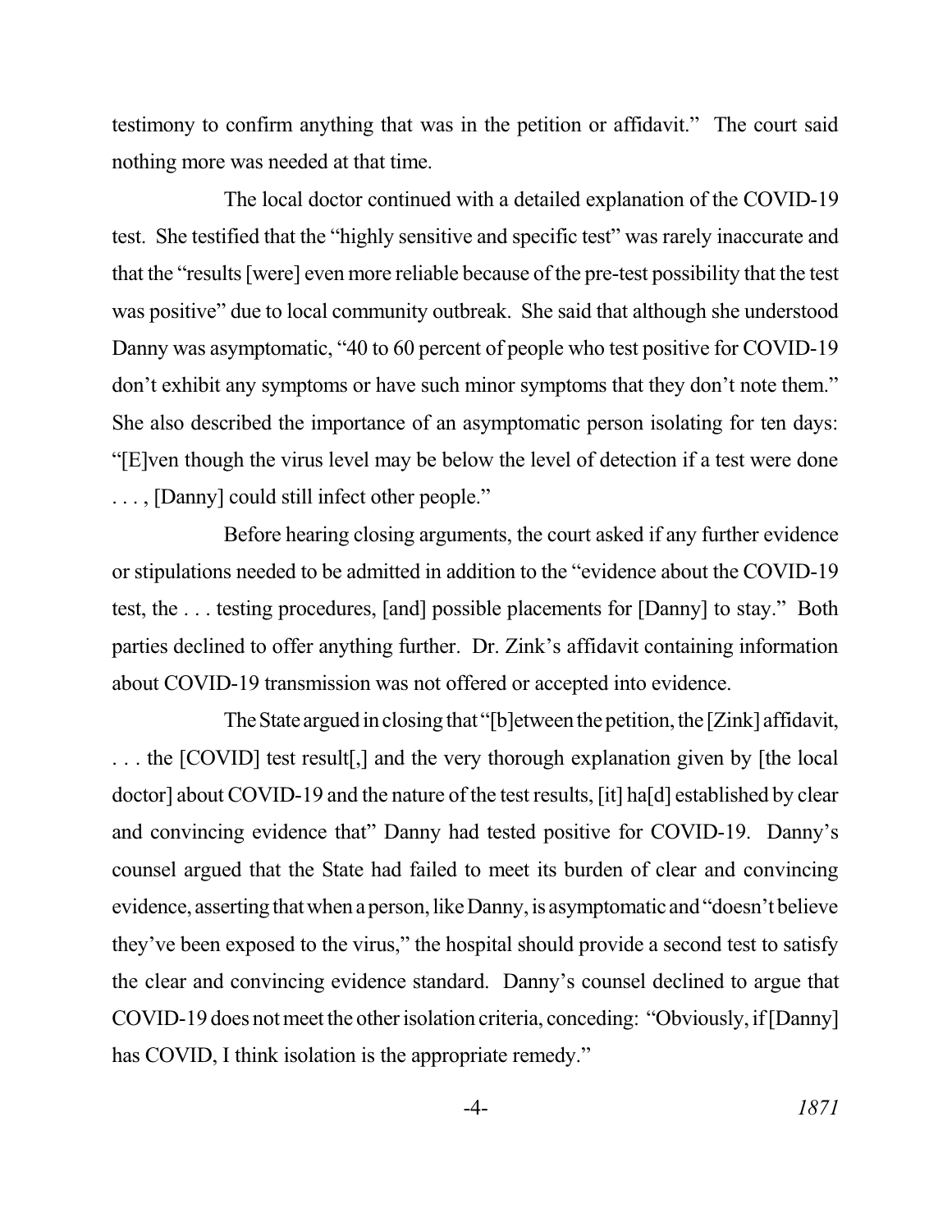testimony to confirm anything that was in the petition or affidavit." The court said nothing more was needed at that time.

The local doctor continued with a detailed explanation of the COVID-19 test. She testified that the "highly sensitive and specific test" was rarely inaccurate and that the "results [were] even more reliable because of the pre-test possibility that the test was positive" due to local community outbreak. She said that although she understood Danny was asymptomatic, "40 to 60 percent of people who test positive for COVID-19 don't exhibit any symptoms or have such minor symptoms that they don't note them." She also described the importance of an asymptomatic person isolating for ten days: "[E]ven though the virus level may be below the level of detection if a test were done . . . , [Danny] could still infect other people."

Before hearing closing arguments, the court asked if any further evidence or stipulations needed to be admitted in addition to the "evidence about the COVID-19 test, the . . . testing procedures, [and] possible placements for [Danny] to stay." Both parties declined to offer anything further. Dr. Zink's affidavit containing information about COVID-19 transmission was not offered or accepted into evidence.

The State argued in closing that "[b]etween the petition, the [Zink] affidavit, . . . the [COVID] test result[,] and the very thorough explanation given by [the local doctor] about COVID-19 and the nature of the test results, [it] ha[d] established by clear and convincing evidence that" Danny had tested positive for COVID-19. Danny's counsel argued that the State had failed to meet its burden of clear and convincing evidence, asserting that when a person, like Danny, is asymptomatic and "doesn't believe they've been exposed to the virus," the hospital should provide a second test to satisfy the clear and convincing evidence standard. Danny's counsel declined to argue that COVID-19 does not meet the other isolation criteria, conceding: "Obviously, if [Danny] has COVID, I think isolation is the appropriate remedy."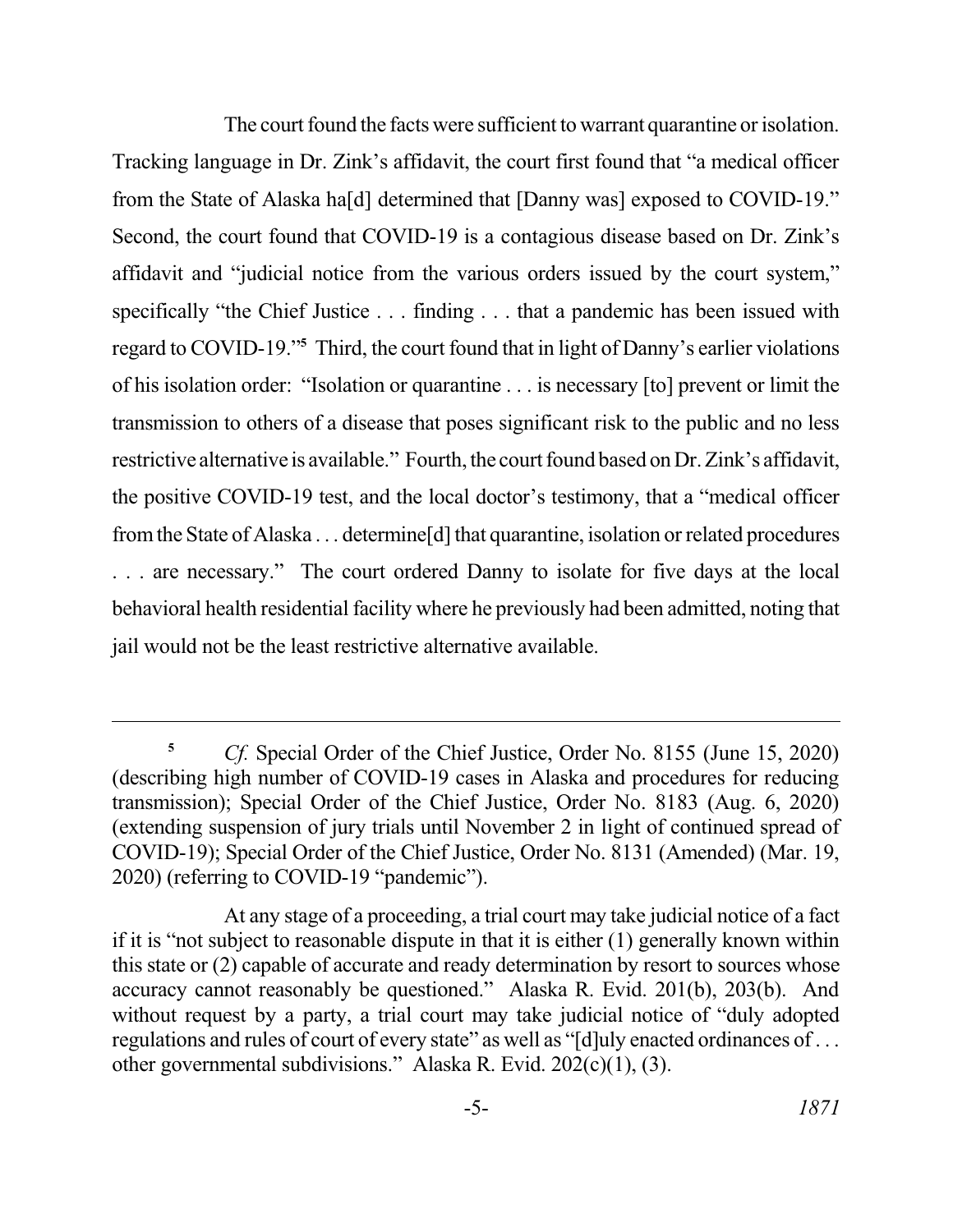The court found the facts were sufficient to warrant quarantine or isolation. Tracking language in Dr. Zink's affidavit, the court first found that "a medical officer from the State of Alaska ha[d] determined that [Danny was] exposed to COVID-19." Second, the court found that COVID-19 is a contagious disease based on Dr. Zink's affidavit and "judicial notice from the various orders issued by the court system," specifically "the Chief Justice . . . finding . . . that a pandemic has been issued with regard to COVID-19."[5] Third, the court found that in light of Danny's earlier violations of his isolation order: "Isolation or quarantine . . . is necessary [to] prevent or limit the transmission to others of a disease that poses significant risk to the public and no less restrictive alternative is available." Fourth, the court found based on Dr. Zink's affidavit, the positive COVID-19 test, and the local doctor's testimony, that a "medical officer from the State of Alaska . . . determine[d] that quarantine, isolation or related procedures . . . are necessary." The court ordered Danny to isolate for five days at the local behavioral health residential facility where he previously had been admitted, noting that jail would not be the least restrictive alternative available.

---

[5] *Cf.* Special Order of the Chief Justice, Order No. 8155 (June 15, 2020) (describing high number of COVID-19 cases in Alaska and procedures for reducing transmission); Special Order of the Chief Justice, Order No. 8183 (Aug. 6, 2020) (extending suspension of jury trials until November 2 in light of continued spread of COVID-19); Special Order of the Chief Justice, Order No. 8131 (Amended) (Mar. 19, 2020) (referring to COVID-19 "pandemic").

At any stage of a proceeding, a trial court may take judicial notice of a fact if it is "not subject to reasonable dispute in that it is either (1) generally known within this state or (2) capable of accurate and ready determination by resort to sources whose accuracy cannot reasonably be questioned." Alaska R. Evid. 201(b), 203(b). And without request by a party, a trial court may take judicial notice of "duly adopted regulations and rules of court of every state" as well as "[d]uly enacted ordinances of . . . other governmental subdivisions." Alaska R. Evid. 202(c)(1), (3).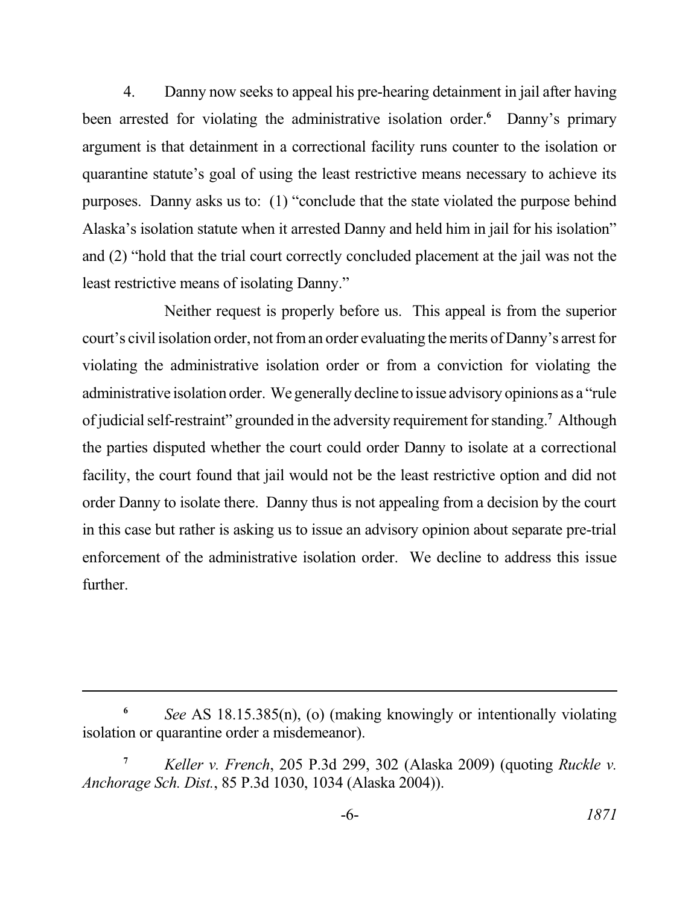4. Danny now seeks to appeal his pre-hearing detainment in jail after having been arrested for violating the administrative isolation order.[6] Danny's primary argument is that detainment in a correctional facility runs counter to the isolation or quarantine statute's goal of using the least restrictive means necessary to achieve its purposes. Danny asks us to: (1) "conclude that the state violated the purpose behind Alaska's isolation statute when it arrested Danny and held him in jail for his isolation" and (2) "hold that the trial court correctly concluded placement at the jail was not the least restrictive means of isolating Danny."

Neither request is properly before us. This appeal is from the superior court's civil isolation order, not from an order evaluating the merits of Danny's arrest for violating the administrative isolation order or from a conviction for violating the administrative isolation order. We generally decline to issue advisory opinions as a "rule of judicial self-restraint" grounded in the adversity requirement for standing.[7] Although the parties disputed whether the court could order Danny to isolate at a correctional facility, the court found that jail would not be the least restrictive option and did not order Danny to isolate there. Danny thus is not appealing from a decision by the court in this case but rather is asking us to issue an advisory opinion about separate pre-trial enforcement of the administrative isolation order. We decline to address this issue further.

---

[6] *See* AS 18.15.385(n), (o) (making knowingly or intentionally violating isolation or quarantine order a misdemeanor).

[7] *Keller v. French*, 205 P.3d 299, 302 (Alaska 2009) (quoting *Ruckle v. Anchorage Sch. Dist.*, 85 P.3d 1030, 1034 (Alaska 2004)).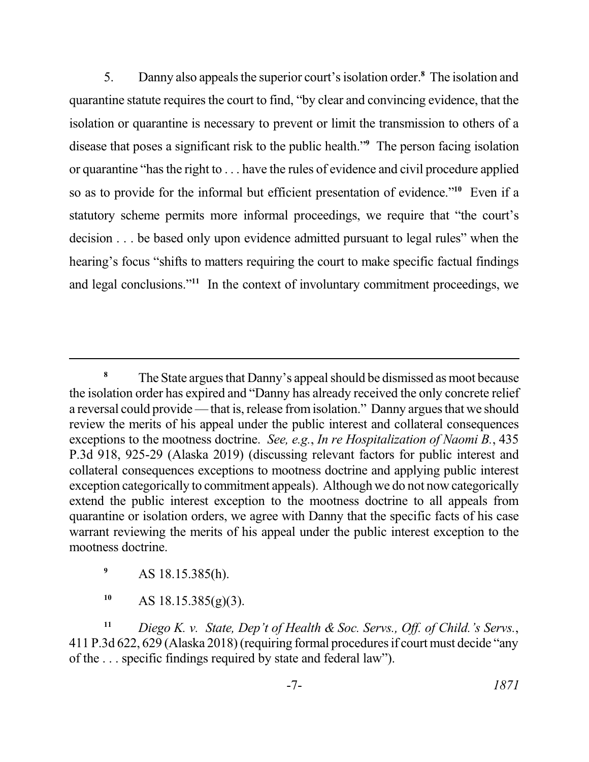5. Danny also appeals the superior court's isolation order.[8] The isolation and quarantine statute requires the court to find, "by clear and convincing evidence, that the isolation or quarantine is necessary to prevent or limit the transmission to others of a disease that poses a significant risk to the public health."[9] The person facing isolation or quarantine "has the right to . . . have the rules of evidence and civil procedure applied so as to provide for the informal but efficient presentation of evidence."[10] Even if a statutory scheme permits more informal proceedings, we require that "the court's decision . . . be based only upon evidence admitted pursuant to legal rules" when the hearing's focus "shifts to matters requiring the court to make specific factual findings and legal conclusions."[11] In the context of involuntary commitment proceedings, we

---

[8] The State argues that Danny's appeal should be dismissed as moot because the isolation order has expired and "Danny has already received the only concrete relief a reversal could provide — that is, release from isolation." Danny argues that we should review the merits of his appeal under the public interest and collateral consequences exceptions to the mootness doctrine. *See, e.g.*, *In re Hospitalization of Naomi B.*, 435 P.3d 918, 925-29 (Alaska 2019) (discussing relevant factors for public interest and collateral consequences exceptions to mootness doctrine and applying public interest exception categorically to commitment appeals). Although we do not now categorically extend the public interest exception to the mootness doctrine to all appeals from quarantine or isolation orders, we agree with Danny that the specific facts of his case warrant reviewing the merits of his appeal under the public interest exception to the mootness doctrine.

[9] AS 18.15.385(h).

[10] AS 18.15.385(g)(3).

[11] *Diego K. v. State, Dep't of Health & Soc. Servs., Off. of Child.'s Servs.*, 411 P.3d 622, 629 (Alaska 2018) (requiring formal procedures if court must decide "any of the . . . specific findings required by state and federal law").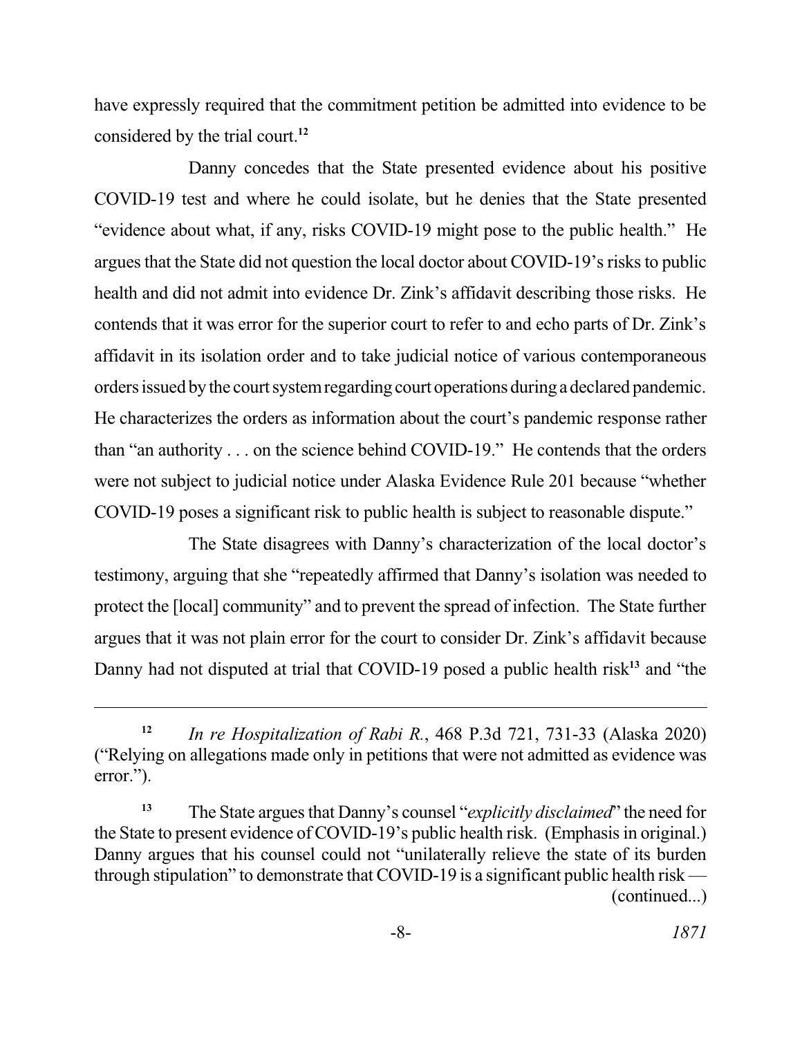have expressly required that the commitment petition be admitted into evidence to be considered by the trial court.[12]

Danny concedes that the State presented evidence about his positive COVID-19 test and where he could isolate, but he denies that the State presented "evidence about what, if any, risks COVID-19 might pose to the public health." He argues that the State did not question the local doctor about COVID-19's risks to public health and did not admit into evidence Dr. Zink's affidavit describing those risks. He contends that it was error for the superior court to refer to and echo parts of Dr. Zink's affidavit in its isolation order and to take judicial notice of various contemporaneous orders issued by the court system regarding court operations during a declared pandemic. He characterizes the orders as information about the court's pandemic response rather than "an authority . . . on the science behind COVID-19." He contends that the orders were not subject to judicial notice under Alaska Evidence Rule 201 because "whether COVID-19 poses a significant risk to public health is subject to reasonable dispute."

The State disagrees with Danny's characterization of the local doctor's testimony, arguing that she "repeatedly affirmed that Danny's isolation was needed to protect the [local] community" and to prevent the spread of infection. The State further argues that it was not plain error for the court to consider Dr. Zink's affidavit because Danny had not disputed at trial that COVID-19 posed a public health risk[13] and "the

---

[12] *In re Hospitalization of Rabi R.*, 468 P.3d 721, 731-33 (Alaska 2020) ("Relying on allegations made only in petitions that were not admitted as evidence was error.").

[13] The State argues that Danny's counsel "*explicitly disclaimed*" the need for the State to present evidence of COVID-19's public health risk. (Emphasis in original.) Danny argues that his counsel could not "unilaterally relieve the state of its burden through stipulation" to demonstrate that COVID-19 is a significant public health risk — (continued...)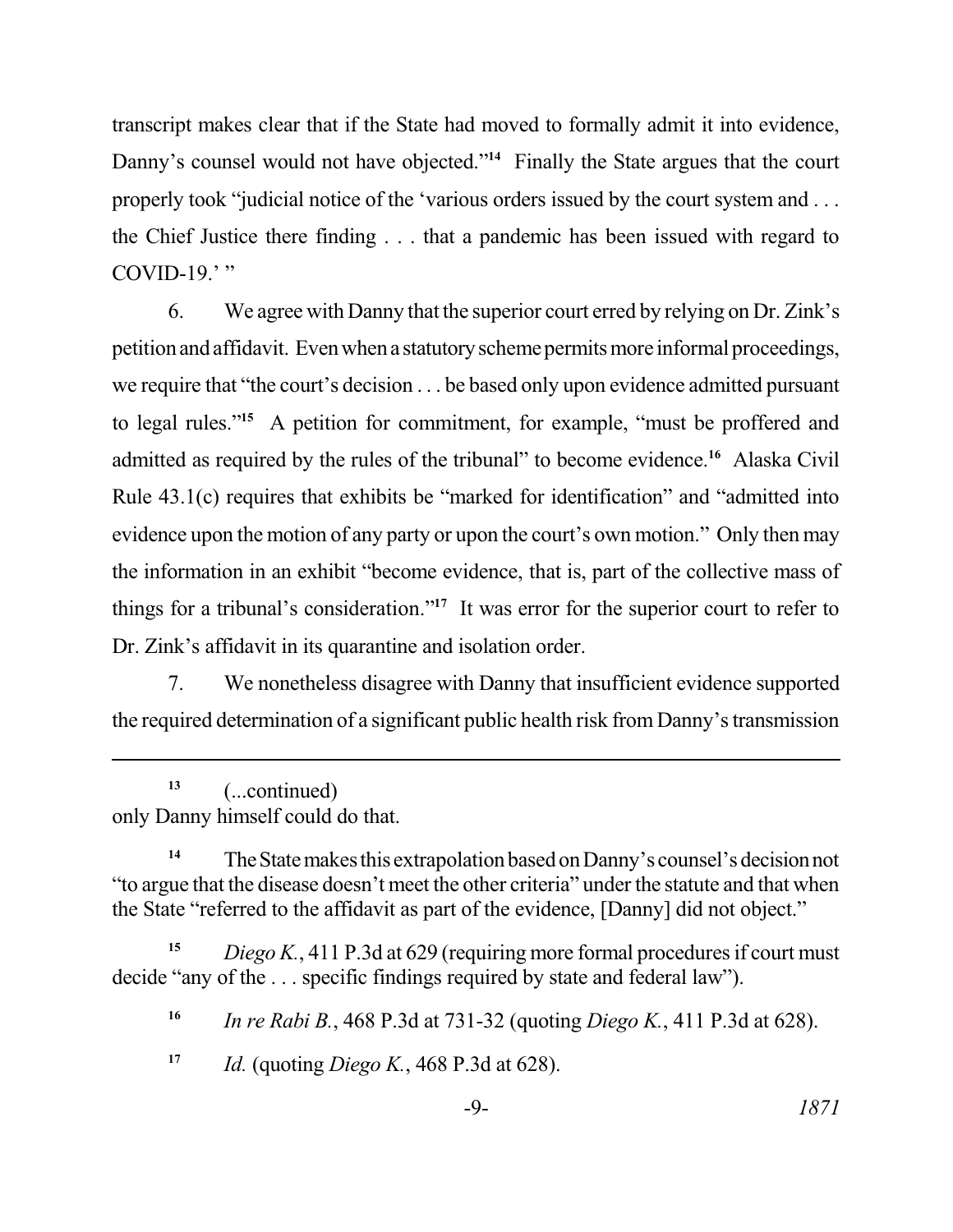transcript makes clear that if the State had moved to formally admit it into evidence, Danny's counsel would not have objected."[14] Finally the State argues that the court properly took "judicial notice of the 'various orders issued by the court system and . . . the Chief Justice there finding . . . that a pandemic has been issued with regard to COVID-19.' "

6. We agree with Danny that the superior court erred by relying on Dr. Zink's petition and affidavit. Even when a statutory scheme permits more informal proceedings, we require that "the court's decision . . . be based only upon evidence admitted pursuant to legal rules."[15] A petition for commitment, for example, "must be proffered and admitted as required by the rules of the tribunal" to become evidence.[16] Alaska Civil Rule 43.1(c) requires that exhibits be "marked for identification" and "admitted into evidence upon the motion of any party or upon the court's own motion." Only then may the information in an exhibit "become evidence, that is, part of the collective mass of things for a tribunal's consideration."[17] It was error for the superior court to refer to Dr. Zink's affidavit in its quarantine and isolation order.

7. We nonetheless disagree with Danny that insufficient evidence supported the required determination of a significant public health risk from Danny's transmission

---

[13] (...continued)
only Danny himself could do that.

[14] The State makes this extrapolation based on Danny's counsel's decision not "to argue that the disease doesn't meet the other criteria" under the statute and that when the State "referred to the affidavit as part of the evidence, [Danny] did not object."

[15] *Diego K.*, 411 P.3d at 629 (requiring more formal procedures if court must decide "any of the . . . specific findings required by state and federal law").

[16] *In re Rabi B.*, 468 P.3d at 731-32 (quoting *Diego K.*, 411 P.3d at 628).

[17] *Id.* (quoting *Diego K.*, 468 P.3d at 628).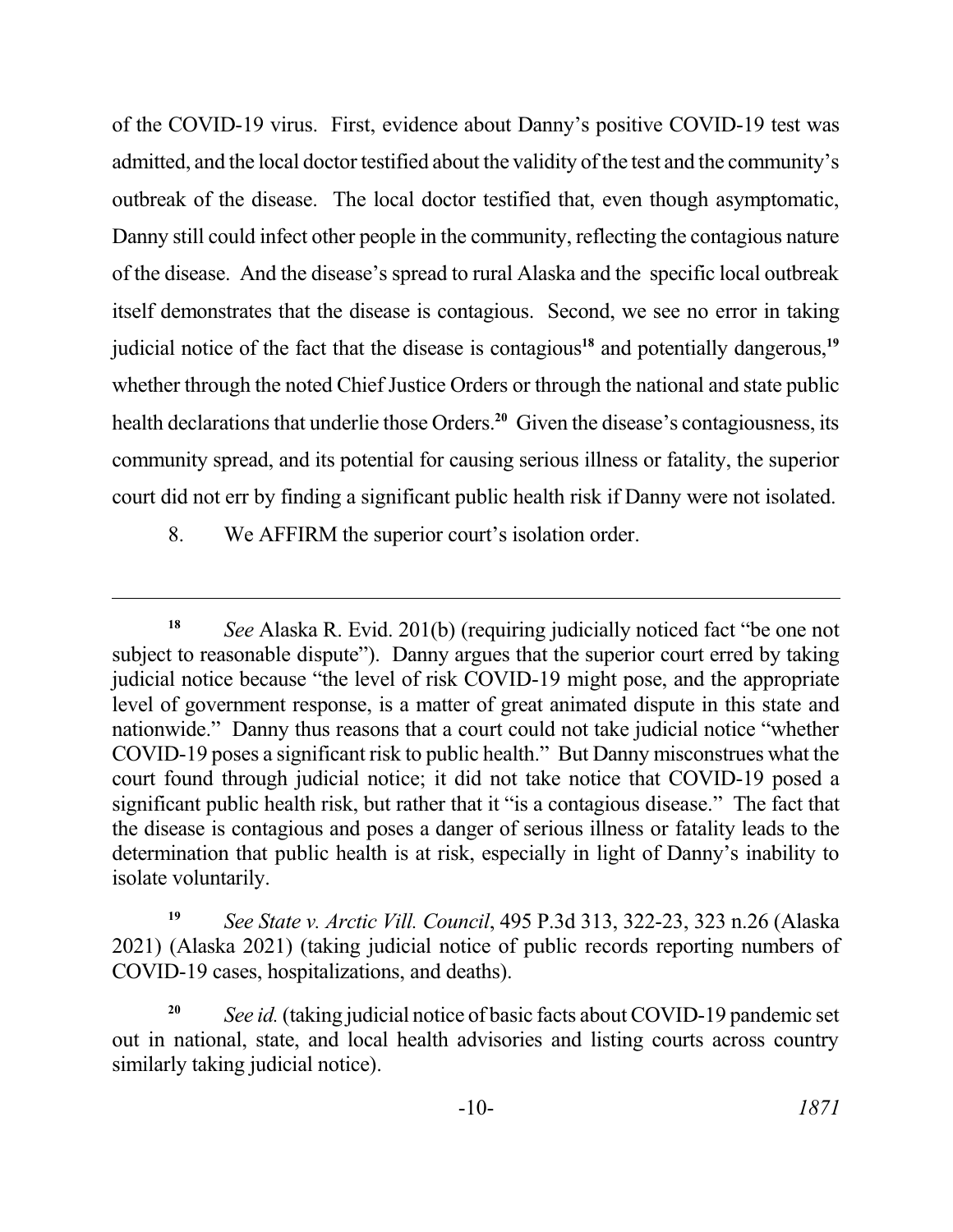of the COVID-19 virus. First, evidence about Danny's positive COVID-19 test was admitted, and the local doctor testified about the validity of the test and the community's outbreak of the disease. The local doctor testified that, even though asymptomatic, Danny still could infect other people in the community, reflecting the contagious nature of the disease. And the disease's spread to rural Alaska and the specific local outbreak itself demonstrates that the disease is contagious. Second, we see no error in taking judicial notice of the fact that the disease is contagious[18] and potentially dangerous,[19] whether through the noted Chief Justice Orders or through the national and state public health declarations that underlie those Orders.[20] Given the disease's contagiousness, its community spread, and its potential for causing serious illness or fatality, the superior court did not err by finding a significant public health risk if Danny were not isolated.

8. We AFFIRM the superior court's isolation order.

---

[18] *See* Alaska R. Evid. 201(b) (requiring judicially noticed fact "be one not subject to reasonable dispute"). Danny argues that the superior court erred by taking judicial notice because "the level of risk COVID-19 might pose, and the appropriate level of government response, is a matter of great animated dispute in this state and nationwide." Danny thus reasons that a court could not take judicial notice "whether COVID-19 poses a significant risk to public health." But Danny misconstrues what the court found through judicial notice; it did not take notice that COVID-19 posed a significant public health risk, but rather that it "is a contagious disease." The fact that the disease is contagious and poses a danger of serious illness or fatality leads to the determination that public health is at risk, especially in light of Danny's inability to isolate voluntarily.

[19] *See State v. Arctic Vill. Council*, 495 P.3d 313, 322-23, 323 n.26 (Alaska 2021) (Alaska 2021) (taking judicial notice of public records reporting numbers of COVID-19 cases, hospitalizations, and deaths).

[20] *See id.* (taking judicial notice of basic facts about COVID-19 pandemic set out in national, state, and local health advisories and listing courts across country similarly taking judicial notice).